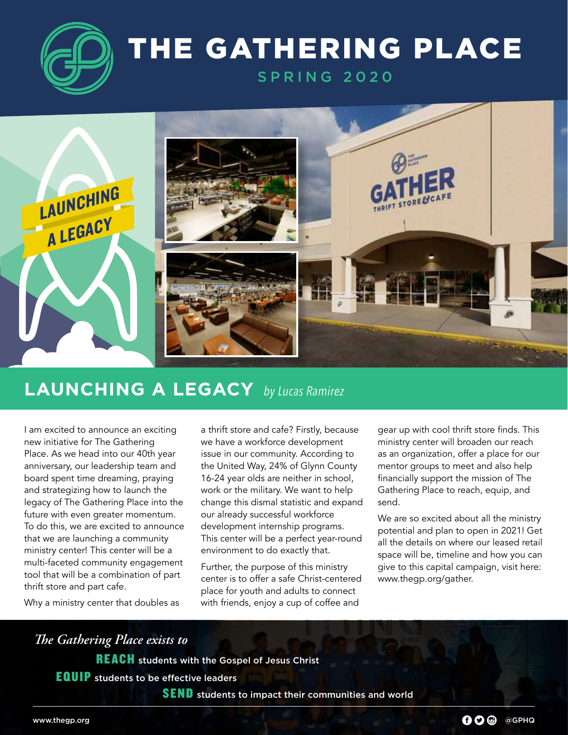# THE GATHERING PLACE

SPRING 2020

## LAUNCHING A LEGACY *by Lucas Ramirez*

I am excited to announce an exciting new initiative for The Gathering Place. As we head into our 40th year anniversary, our leadership team and board spent time dreaming, praying and strategizing how to launch the legacy of The Gathering Place into the future with even greater momentum. To do this, we are excited to announce that we are launching a community ministry center! This center will be a multi-faceted community engagement tool that will be a combination of part thrift store and part cafe.

Why a ministry center that doubles as a thrift store and cafe? Firstly, because we have a workforce development issue in our community. According to the United Way, 24% of Glynn County 16-24 year olds are neither in school, work or the military. We want to help change this dismal statistic and expand our already successful workforce development internship programs. This center will be a perfect year-round environment to do exactly that.

Further, the purpose of this ministry center is to offer a safe Christ-centered place for youth and adults to connect with friends, enjoy a cup of coffee and gear up with cool thrift store finds. This ministry center will broaden our reach as an organization, offer a place for our mentor groups to meet and also help financially support the mission of The Gathering Place to reach, equip, and send.

We are so excited about all the ministry potential and plan to open in 2021! Get all the details on where our leased retail space will be, timeline and how you can give to this capital campaign, visit here: www.thegp.org/gather.

*The Gathering Place exists to*

**REACH** students with the Gospel of Jesus Christ

**EQUIP** students to be effective leaders

**SEND** students to impact their communities and world

www.thegp.org

@GPHQ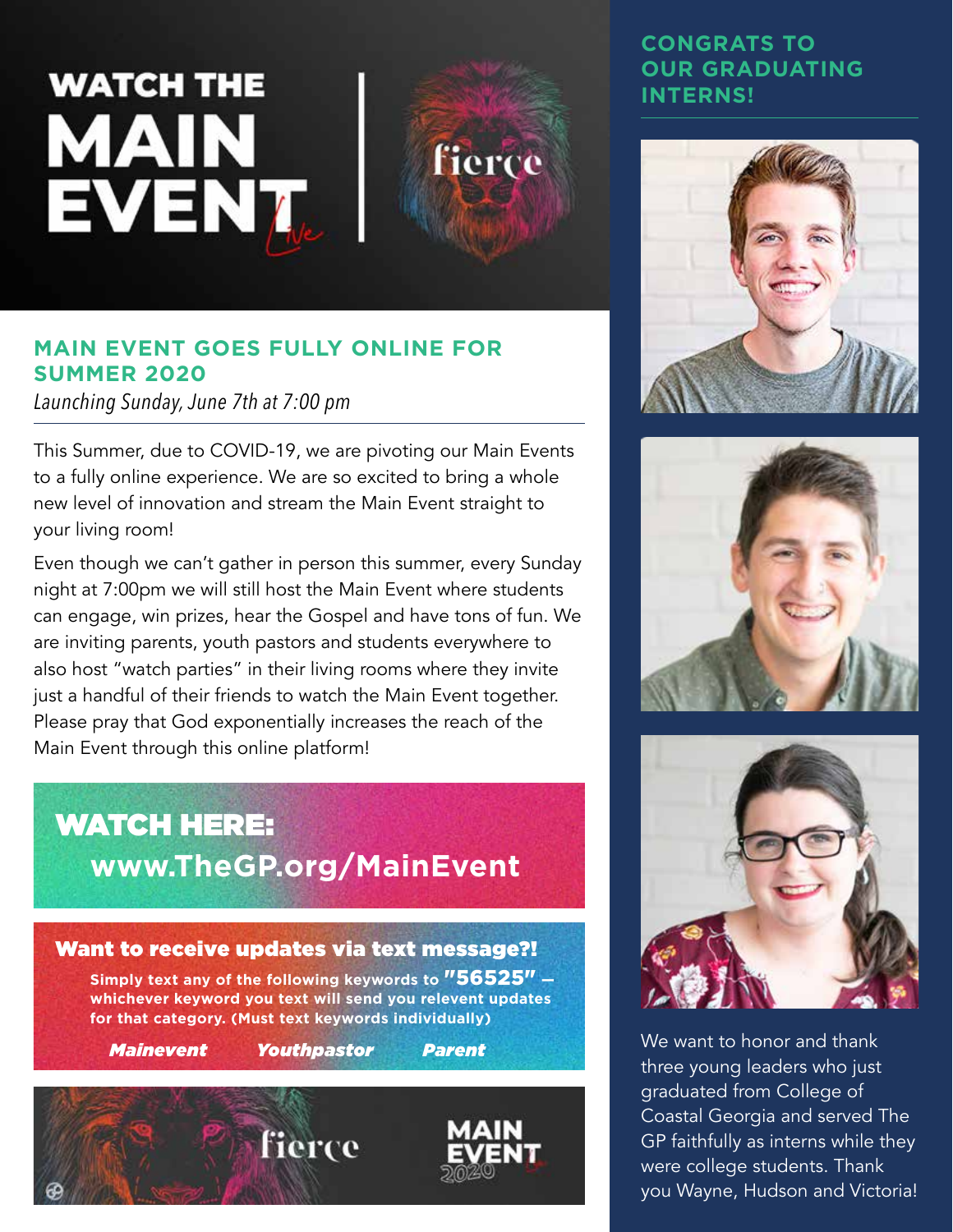# WATCH THE MAIN EVENT Live | fierce

## MAIN EVENT GOES FULLY ONLINE FOR SUMMER 2020

*Launching Sunday, June 7th at 7:00 pm*

This Summer, due to COVID-19, we are pivoting our Main Events to a fully online experience. We are so excited to bring a whole new level of innovation and stream the Main Event straight to your living room!

Even though we can't gather in person this summer, every Sunday night at 7:00pm we will still host the Main Event where students can engage, win prizes, hear the Gospel and have tons of fun. We are inviting parents, youth pastors and students everywhere to also host "watch parties" in their living rooms where they invite just a handful of their friends to watch the Main Event together. Please pray that God exponentially increases the reach of the Main Event through this online platform!

**WATCH HERE:**
**www.TheGP.org/MainEvent**

**Want to receive updates via text message?!**

**Simply text any of the following keywords to "56525" – whichever keyword you text will send you relevent updates for that category. (Must text keywords individually)**

***Mainevent*** ***Youthpastor*** ***Parent***

fierce MAIN EVENT 2020

## CONGRATS TO OUR GRADUATING INTERNS!

We want to honor and thank three young leaders who just graduated from College of Coastal Georgia and served The GP faithfully as interns while they were college students. Thank you Wayne, Hudson and Victoria!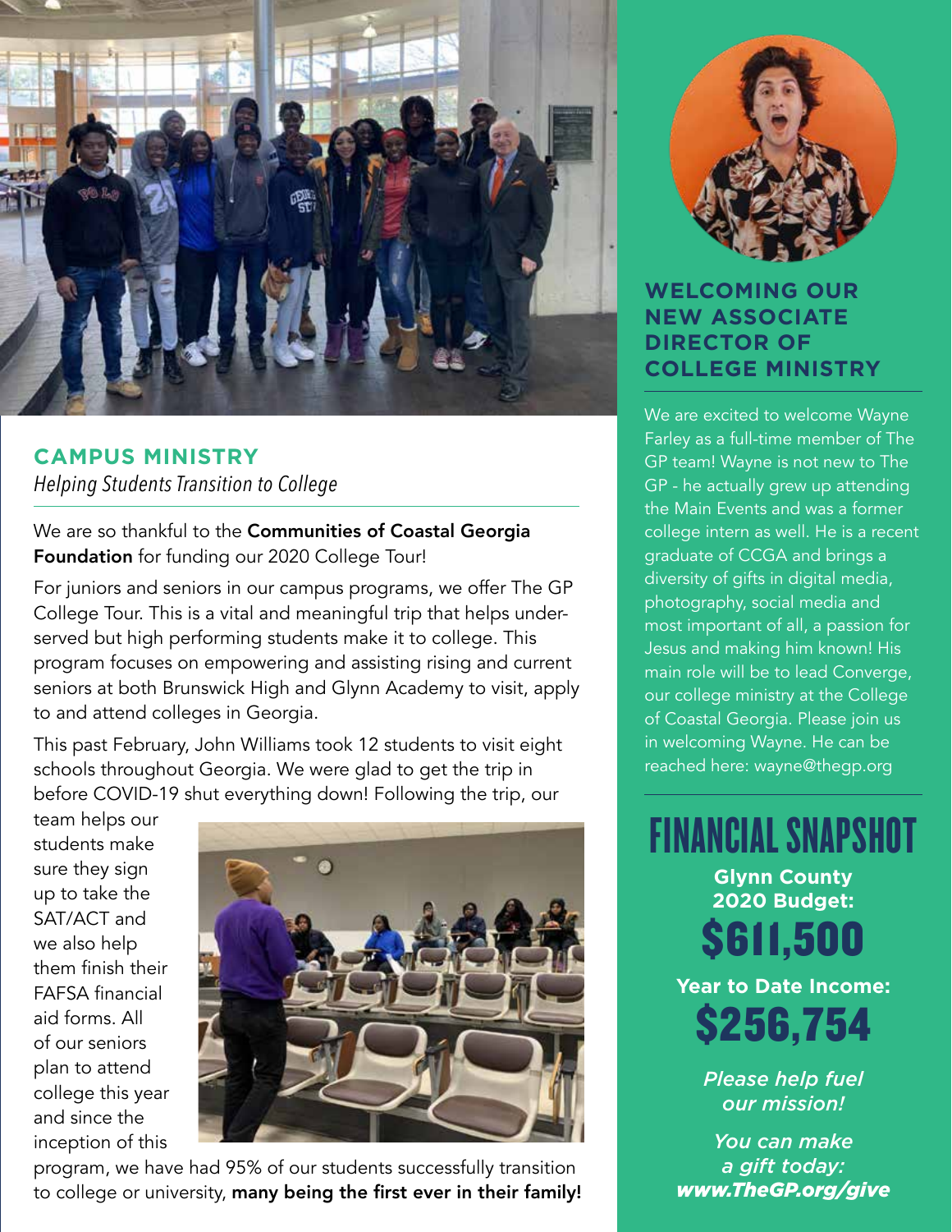## CAMPUS MINISTRY

*Helping Students Transition to College*

We are so thankful to the **Communities of Coastal Georgia Foundation** for funding our 2020 College Tour!

For juniors and seniors in our campus programs, we offer The GP College Tour. This is a vital and meaningful trip that helps underserved but high performing students make it to college. This program focuses on empowering and assisting rising and current seniors at both Brunswick High and Glynn Academy to visit, apply to and attend colleges in Georgia.

This past February, John Williams took 12 students to visit eight schools throughout Georgia. We were glad to get the trip in before COVID-19 shut everything down! Following the trip, our team helps our students make sure they sign up to take the SAT/ACT and we also help them finish their FAFSA financial aid forms. All of our seniors plan to attend college this year and since the inception of this program, we have had 95% of our students successfully transition to college or university, **many being the first ever in their family!**

## WELCOMING OUR NEW ASSOCIATE DIRECTOR OF COLLEGE MINISTRY

We are excited to welcome Wayne Farley as a full-time member of The GP team! Wayne is not new to The GP - he actually grew up attending the Main Events and was a former college intern as well. He is a recent graduate of CCGA and brings a diversity of gifts in digital media, photography, social media and most important of all, a passion for Jesus and making him known! His main role will be to lead Converge, our college ministry at the College of Coastal Georgia. Please join us in welcoming Wayne. He can be reached here: wayne@thegp.org

## FINANCIAL SNAPSHOT

**Glynn County 2020 Budget:**

**$611,500**

**Year to Date Income:**

**$256,754**

***Please help fuel our mission!***

***You can make a gift today: www.TheGP.org/give***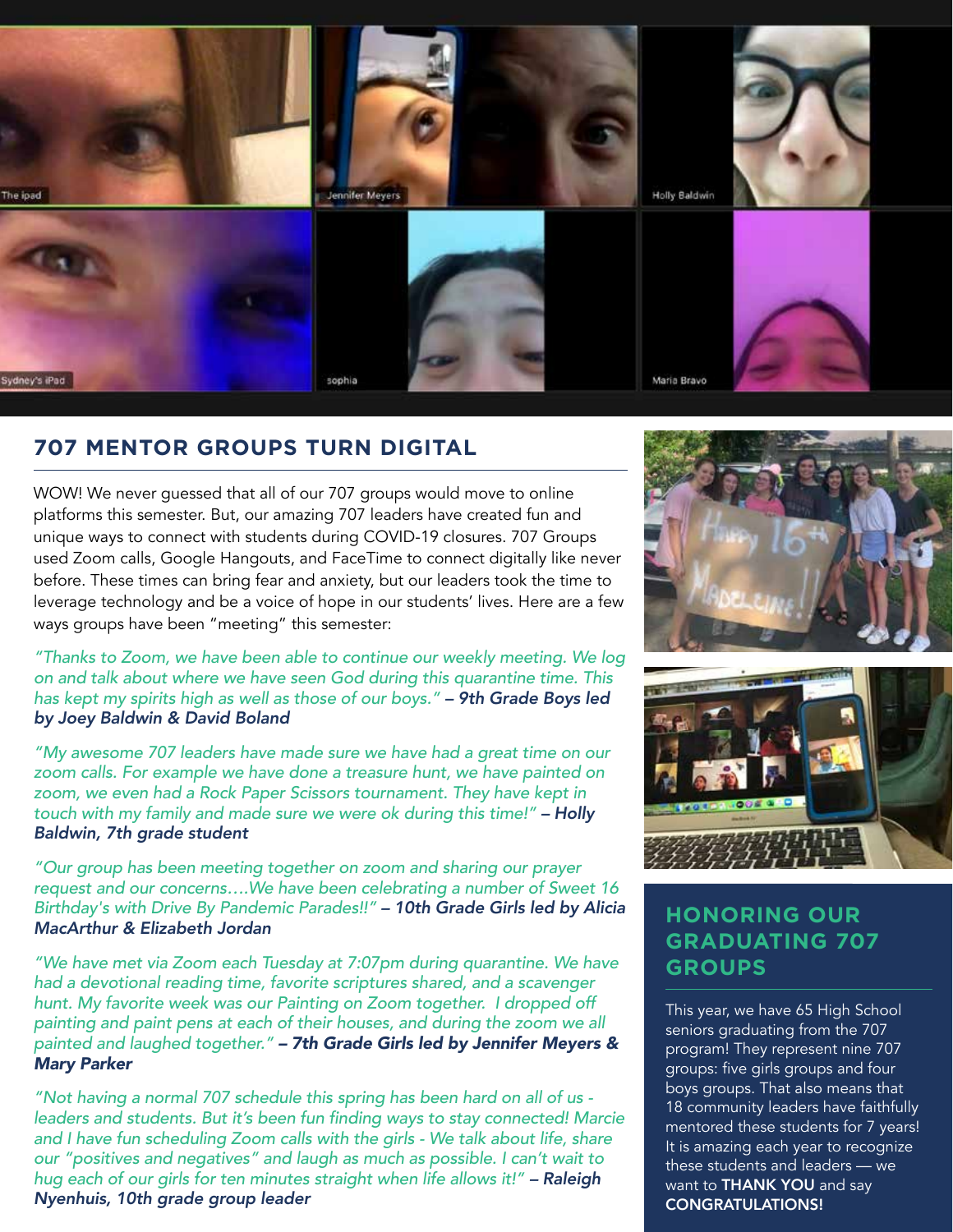## 707 MENTOR GROUPS TURN DIGITAL

WOW! We never guessed that all of our 707 groups would move to online platforms this semester. But, our amazing 707 leaders have created fun and unique ways to connect with students during COVID-19 closures. 707 Groups used Zoom calls, Google Hangouts, and FaceTime to connect digitally like never before. These times can bring fear and anxiety, but our leaders took the time to leverage technology and be a voice of hope in our students' lives. Here are a few ways groups have been "meeting" this semester:

*"Thanks to Zoom, we have been able to continue our weekly meeting. We log on and talk about where we have seen God during this quarantine time. This has kept my spirits high as well as those of our boys."* ***– 9th Grade Boys led by Joey Baldwin & David Boland***

*"My awesome 707 leaders have made sure we have had a great time on our zoom calls. For example we have done a treasure hunt, we have painted on zoom, we even had a Rock Paper Scissors tournament. They have kept in touch with my family and made sure we were ok during this time!"* ***– Holly Baldwin, 7th grade student***

*"Our group has been meeting together on zoom and sharing our prayer request and our concerns….We have been celebrating a number of Sweet 16 Birthday's with Drive By Pandemic Parades!!"* ***– 10th Grade Girls led by Alicia MacArthur & Elizabeth Jordan***

*"We have met via Zoom each Tuesday at 7:07pm during quarantine. We have had a devotional reading time, favorite scriptures shared, and a scavenger hunt. My favorite week was our Painting on Zoom together. I dropped off painting and paint pens at each of their houses, and during the zoom we all painted and laughed together."* ***– 7th Grade Girls led by Jennifer Meyers & Mary Parker***

*"Not having a normal 707 schedule this spring has been hard on all of us - leaders and students. But it's been fun finding ways to stay connected! Marcie and I have fun scheduling Zoom calls with the girls - We talk about life, share our "positives and negatives" and laugh as much as possible. I can't wait to hug each of our girls for ten minutes straight when life allows it!"* ***– Raleigh Nyenhuis, 10th grade group leader***

## HONORING OUR GRADUATING 707 GROUPS

This year, we have 65 High School seniors graduating from the 707 program! They represent nine 707 groups: five girls groups and four boys groups. That also means that 18 community leaders have faithfully mentored these students for 7 years! It is amazing each year to recognize these students and leaders — we want to **THANK YOU** and say **CONGRATULATIONS!**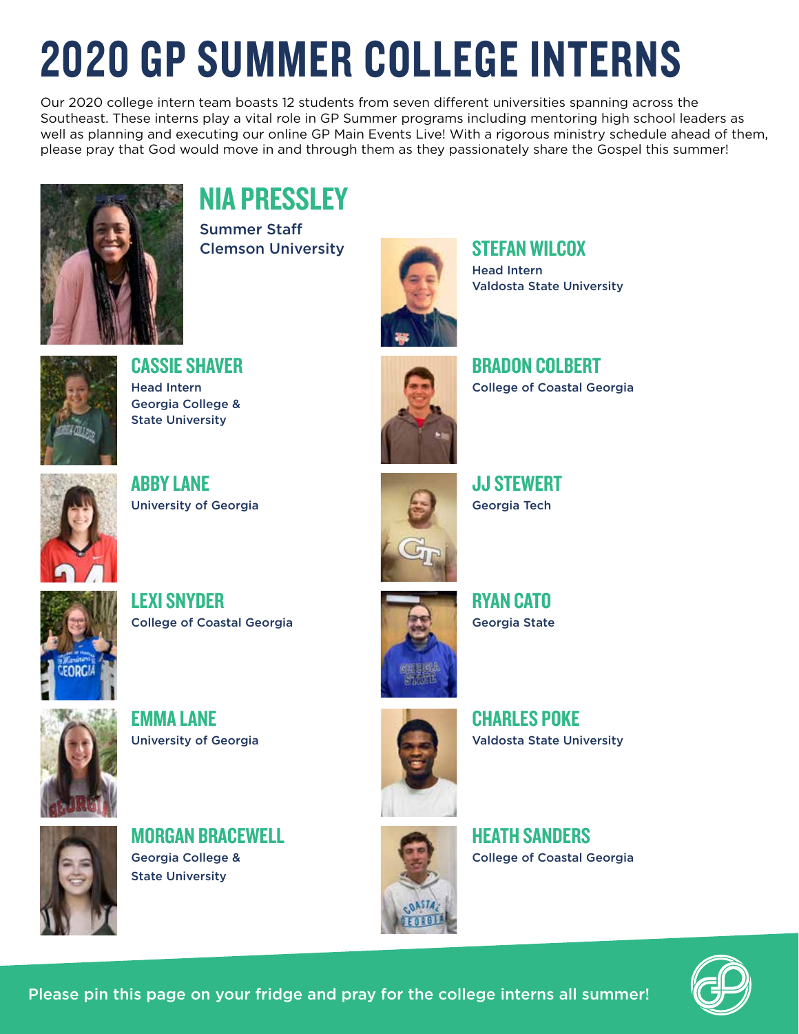# 2020 GP SUMMER COLLEGE INTERNS

Our 2020 college intern team boasts 12 students from seven different universities spanning across the Southeast. These interns play a vital role in GP Summer programs including mentoring high school leaders as well as planning and executing our online GP Main Events Live! With a rigorous ministry schedule ahead of them, please pray that God would move in and through them as they passionately share the Gospel this summer!

## NIA PRESSLEY
Summer Staff
Clemson University

## CASSIE SHAVER
Head Intern
Georgia College & State University

## ABBY LANE
University of Georgia

## LEXI SNYDER
College of Coastal Georgia

## EMMA LANE
University of Georgia

## MORGAN BRACEWELL
Georgia College & State University

## STEFAN WILCOX
Head Intern
Valdosta State University

## BRADON COLBERT
College of Coastal Georgia

## JJ STEWERT
Georgia Tech

## RYAN CATO
Georgia State

## CHARLES POKE
Valdosta State University

## HEATH SANDERS
College of Coastal Georgia

Please pin this page on your fridge and pray for the college interns all summer!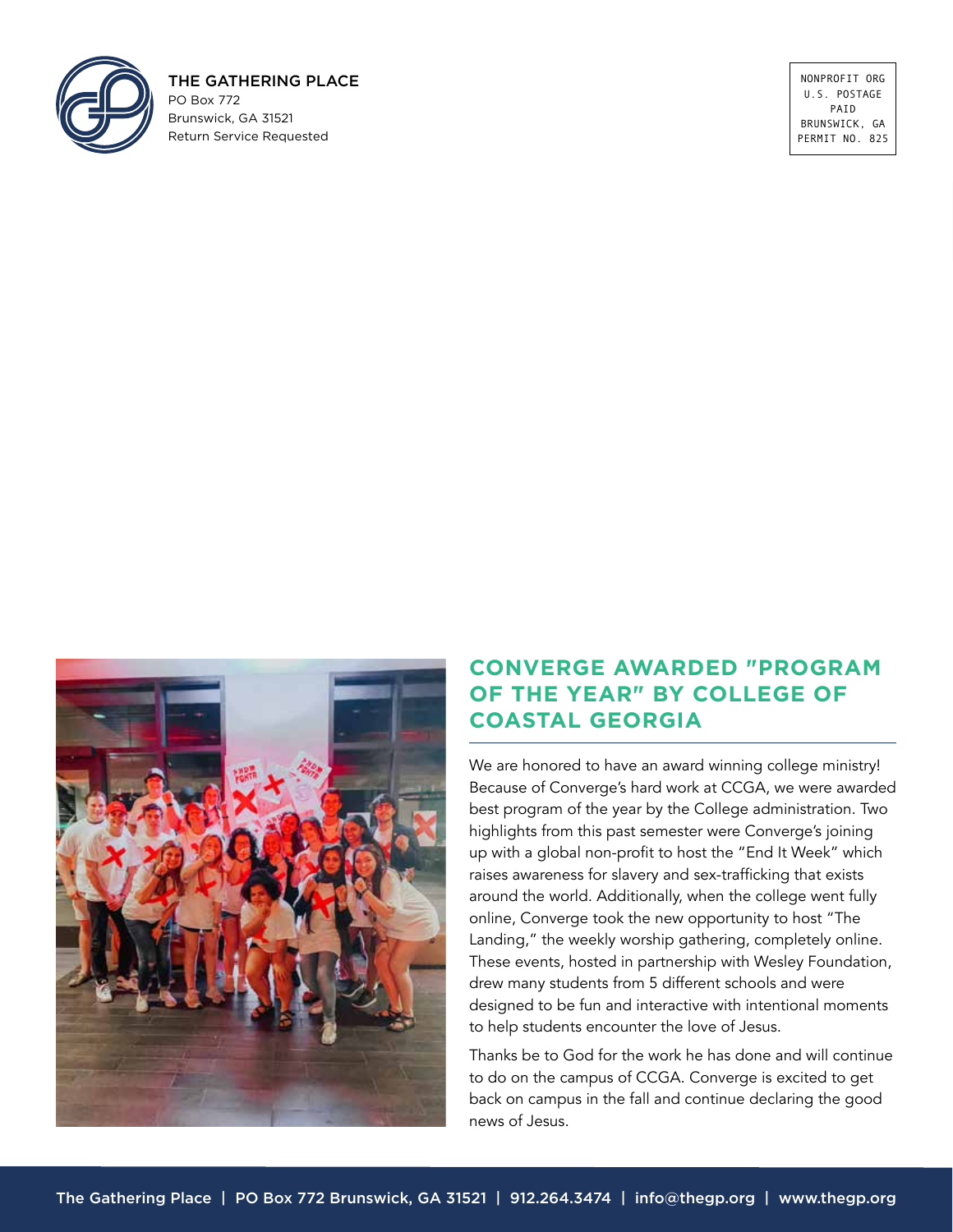**THE GATHERING PLACE**
PO Box 772
Brunswick, GA 31521
Return Service Requested

NONPROFIT ORG
U.S. POSTAGE
PAID
BRUNSWICK, GA
PERMIT NO. 825

## CONVERGE AWARDED "PROGRAM OF THE YEAR" BY COLLEGE OF COASTAL GEORGIA

We are honored to have an award winning college ministry! Because of Converge's hard work at CCGA, we were awarded best program of the year by the College administration. Two highlights from this past semester were Converge's joining up with a global non-profit to host the "End It Week" which raises awareness for slavery and sex-trafficking that exists around the world. Additionally, when the college went fully online, Converge took the new opportunity to host "The Landing," the weekly worship gathering, completely online. These events, hosted in partnership with Wesley Foundation, drew many students from 5 different schools and were designed to be fun and interactive with intentional moments to help students encounter the love of Jesus.

Thanks be to God for the work he has done and will continue to do on the campus of CCGA. Converge is excited to get back on campus in the fall and continue declaring the good news of Jesus.

The Gathering Place | PO Box 772 Brunswick, GA 31521 | 912.264.3474 | info@thegp.org | www.thegp.org